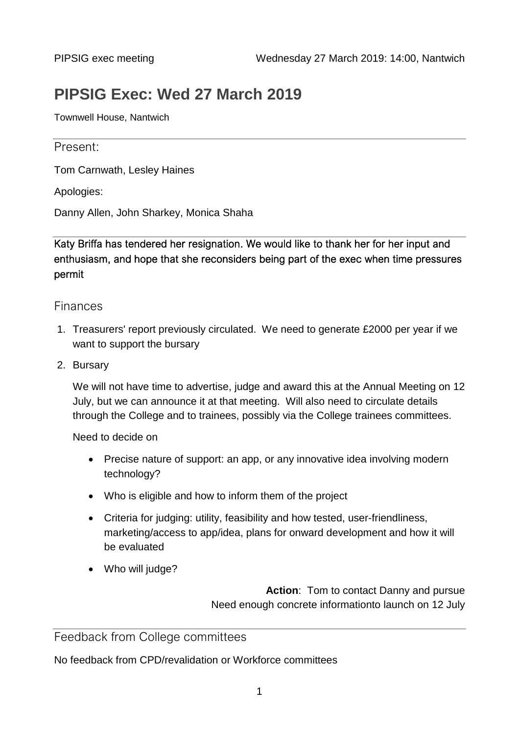# PIPSIG Exec: Wed 27 March 2019

Townwell House, Nantwich

## Present:

Tom Carnwath, Lesley Haines

Apologies:

Danny Allen, John Sharkey, Monica Shaha

Katy Briffa has tendered her resignation. We would like to thank her for her input and enthusiasm, and hope that she reconsiders being part of the exec when time pressures permit

## Finances

1. Treasurers' report previously circulated. We need to generate £2000 per year if we want to support the bursary
2. Bursary

   We will not have time to advertise, judge and award this at the Annual Meeting on 12 July, but we can announce it at that meeting. Will also need to circulate details through the College and to trainees, possibly via the College trainees committees.

   Need to decide on

   - Precise nature of support: an app, or any innovative idea involving modern technology?
   - Who is eligible and how to inform them of the project
   - Criteria for judging: utility, feasibility and how tested, user-friendliness, marketing/access to app/idea, plans for onward development and how it will be evaluated
   - Who will judge?

**Action**: Tom to contact Danny and pursue
Need enough concrete informationto launch on 12 July

## Feedback from College committees

No feedback from CPD/revalidation or Workforce committees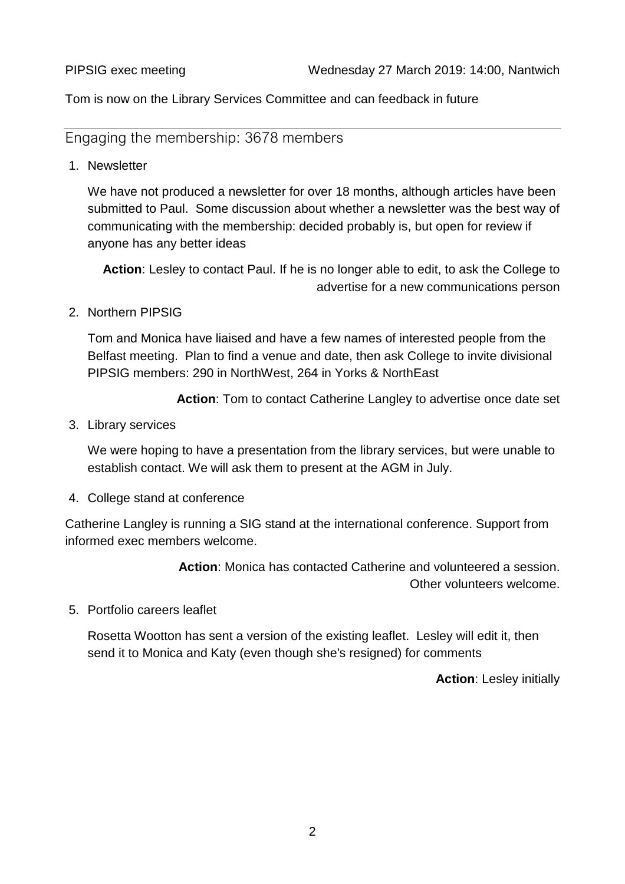Tom is now on the Library Services Committee and can feedback in future

## Engaging the membership: 3678 members

1. Newsletter

   We have not produced a newsletter for over 18 months, although articles have been submitted to Paul. Some discussion about whether a newsletter was the best way of communicating with the membership: decided probably is, but open for review if anyone has any better ideas

   **Action**: Lesley to contact Paul. If he is no longer able to edit, to ask the College to advertise for a new communications person

2. Northern PIPSIG

   Tom and Monica have liaised and have a few names of interested people from the Belfast meeting. Plan to find a venue and date, then ask College to invite divisional PIPSIG members: 290 in NorthWest, 264 in Yorks & NorthEast

   **Action**: Tom to contact Catherine Langley to advertise once date set

3. Library services

   We were hoping to have a presentation from the library services, but were unable to establish contact. We will ask them to present at the AGM in July.

4. College stand at conference

Catherine Langley is running a SIG stand at the international conference. Support from informed exec members welcome.

**Action**: Monica has contacted Catherine and volunteered a session. Other volunteers welcome.

5. Portfolio careers leaflet

   Rosetta Wootton has sent a version of the existing leaflet. Lesley will edit it, then send it to Monica and Katy (even though she's resigned) for comments

   **Action**: Lesley initially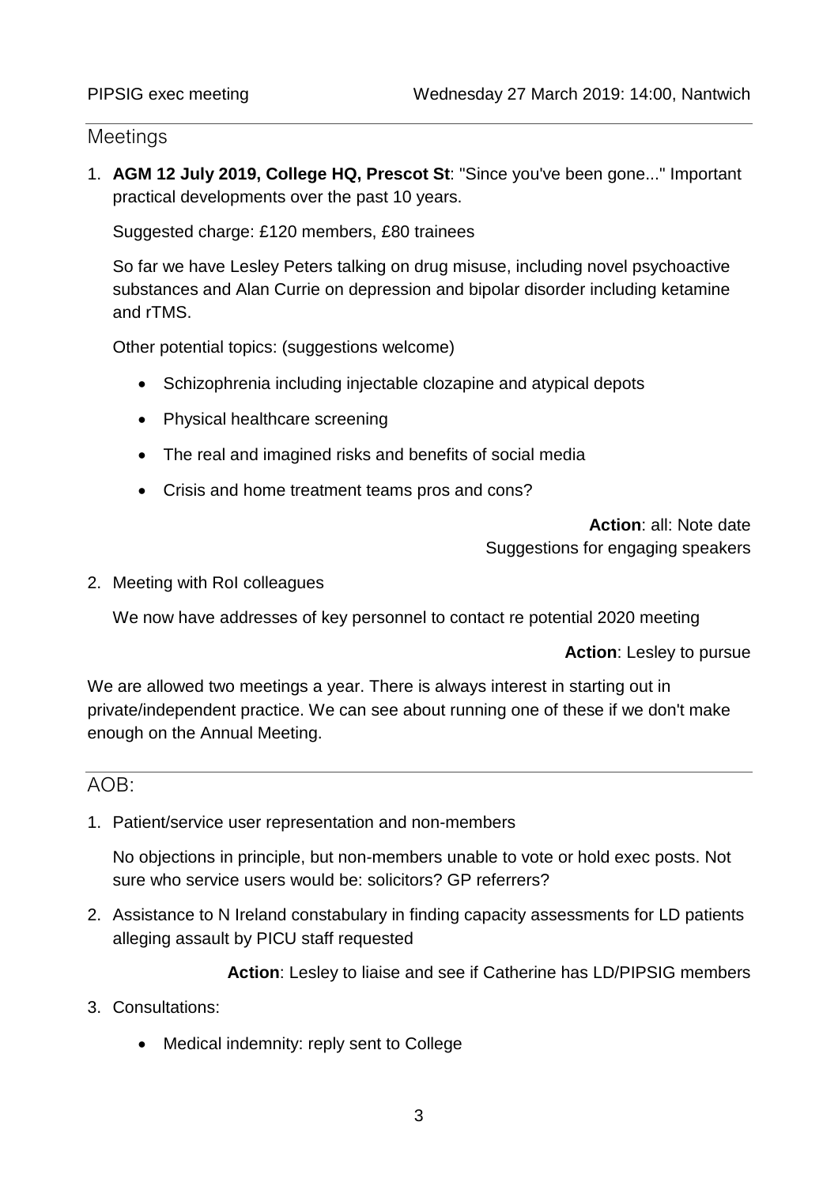## Meetings

1. **AGM 12 July 2019, College HQ, Prescot St**: "Since you've been gone..." Important practical developments over the past 10 years.

   Suggested charge: £120 members, £80 trainees

   So far we have Lesley Peters talking on drug misuse, including novel psychoactive substances and Alan Currie on depression and bipolar disorder including ketamine and rTMS.

   Other potential topics: (suggestions welcome)

   - Schizophrenia including injectable clozapine and atypical depots
   - Physical healthcare screening
   - The real and imagined risks and benefits of social media
   - Crisis and home treatment teams pros and cons?

   **Action**: all: Note date
   Suggestions for engaging speakers

2. Meeting with RoI colleagues

   We now have addresses of key personnel to contact re potential 2020 meeting

   **Action**: Lesley to pursue

We are allowed two meetings a year. There is always interest in starting out in private/independent practice. We can see about running one of these if we don't make enough on the Annual Meeting.

## AOB:

1. Patient/service user representation and non-members

   No objections in principle, but non-members unable to vote or hold exec posts. Not sure who service users would be: solicitors? GP referrers?

2. Assistance to N Ireland constabulary in finding capacity assessments for LD patients alleging assault by PICU staff requested

   **Action**: Lesley to liaise and see if Catherine has LD/PIPSIG members

3. Consultations:

   - Medical indemnity: reply sent to College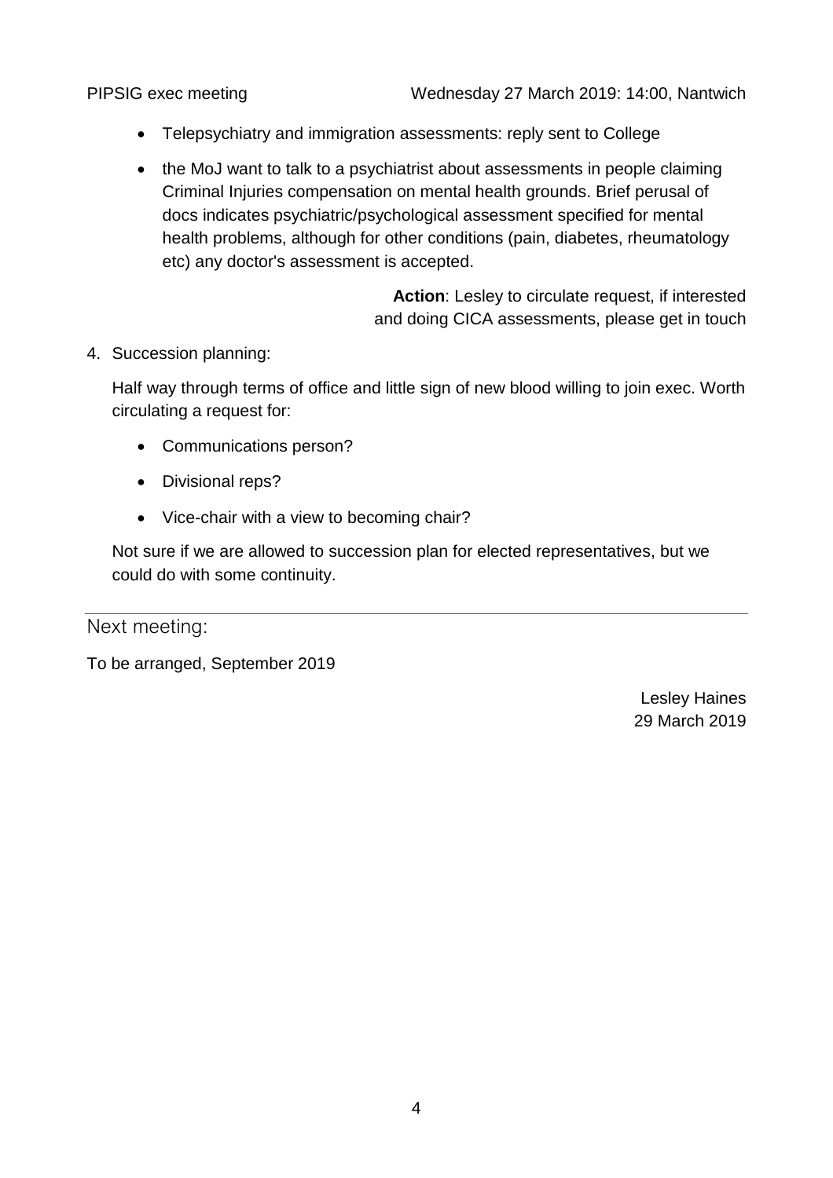- Telepsychiatry and immigration assessments: reply sent to College
- the MoJ want to talk to a psychiatrist about assessments in people claiming Criminal Injuries compensation on mental health grounds. Brief perusal of docs indicates psychiatric/psychological assessment specified for mental health problems, although for other conditions (pain, diabetes, rheumatology etc) any doctor's assessment is accepted.

**Action**: Lesley to circulate request, if interested and doing CICA assessments, please get in touch

4. Succession planning:

   Half way through terms of office and little sign of new blood willing to join exec. Worth circulating a request for:

   - Communications person?
   - Divisional reps?
   - Vice-chair with a view to becoming chair?

   Not sure if we are allowed to succession plan for elected representatives, but we could do with some continuity.

## Next meeting:

To be arranged, September 2019

Lesley Haines
29 March 2019